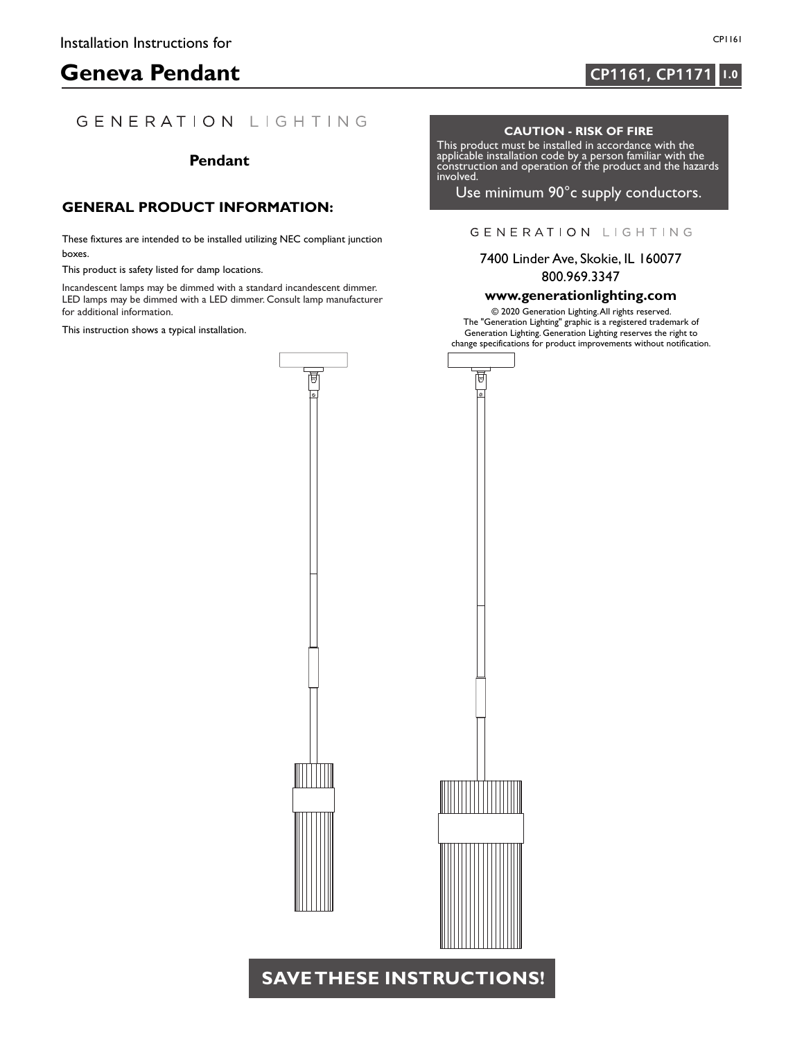Installation Instructions for

# Geneva Pendant

**CP1161, CP1171** **1.0**

GENERATION LIGHTING

## Pendant

## GENERAL PRODUCT INFORMATION:

These fixtures are intended to be installed utilizing NEC compliant junction boxes.

This product is safety listed for damp locations.

Incandescent lamps may be dimmed with a standard incandescent dimmer. LED lamps may be dimmed with a LED dimmer. Consult lamp manufacturer for additional information.

This instruction shows a typical installation.

**CAUTION - RISK OF FIRE**

This product must be installed in accordance with the applicable installation code by a person familiar with the construction and operation of the product and the hazards involved.

Use minimum 90°c supply conductors.

GENERATION LIGHTING

7400 Linder Ave, Skokie, IL 160077
800.969.3347

**www.generationlighting.com**

© 2020 Generation Lighting. All rights reserved.
The "Generation Lighting" graphic is a registered trademark of Generation Lighting. Generation Lighting reserves the right to change specifications for product improvements without notification.

**SAVE THESE INSTRUCTIONS!**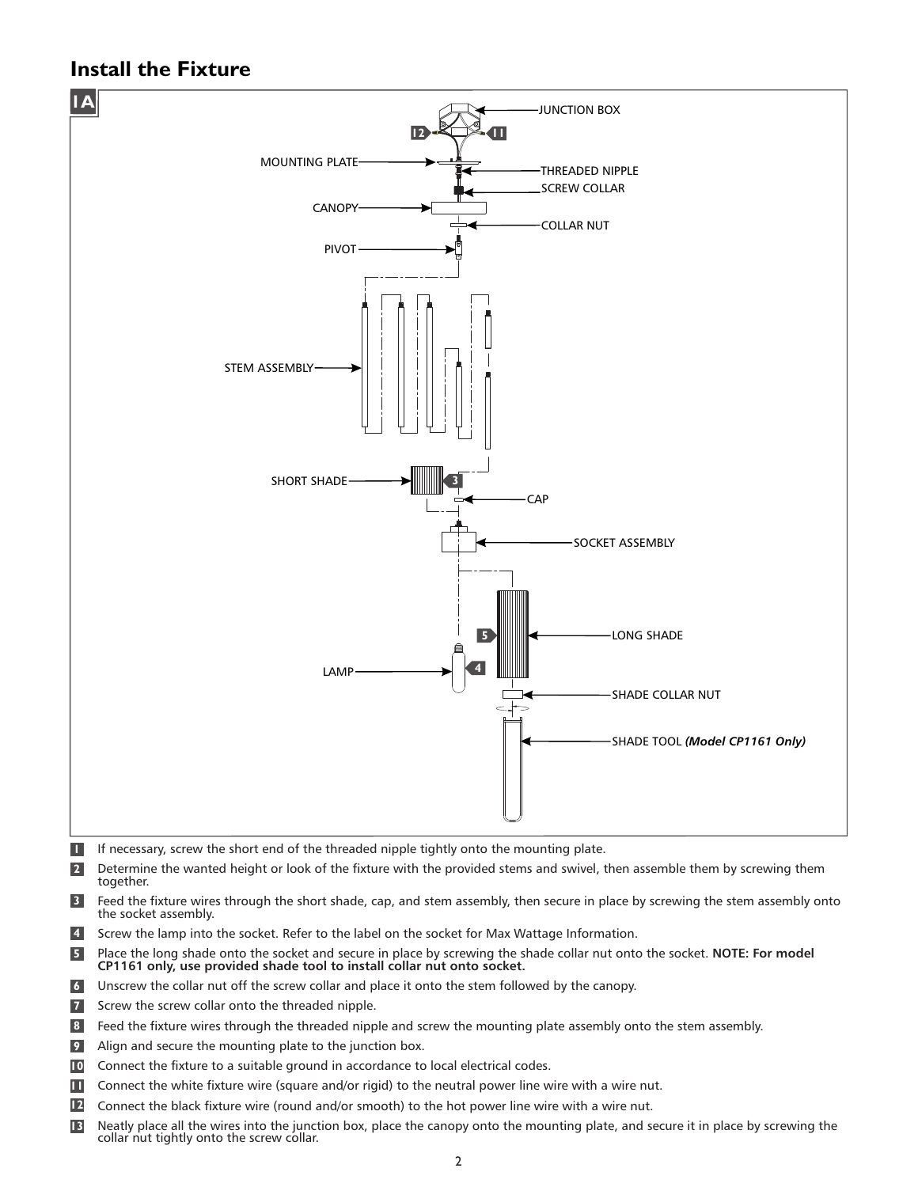## Install the Fixture

1A

JUNCTION BOX

12

11

MOUNTING PLATE

THREADED NIPPLE

SCREW COLLAR

CANOPY

COLLAR NUT

PIVOT

STEM ASSEMBLY

SHORT SHADE

3

CAP

SOCKET ASSEMBLY

5

LONG SHADE

LAMP

4

SHADE COLLAR NUT

SHADE TOOL ***(Model CP1161 Only)***

1. If necessary, screw the short end of the threaded nipple tightly onto the mounting plate.
2. Determine the wanted height or look of the fixture with the provided stems and swivel, then assemble them by screwing them together.
3. Feed the fixture wires through the short shade, cap, and stem assembly, then secure in place by screwing the stem assembly onto the socket assembly.
4. Screw the lamp into the socket. Refer to the label on the socket for Max Wattage Information.
5. Place the long shade onto the socket and secure in place by screwing the shade collar nut onto the socket. **NOTE: For model CP1161 only, use provided shade tool to install collar nut onto socket.**
6. Unscrew the collar nut off the screw collar and place it onto the stem followed by the canopy.
7. Screw the screw collar onto the threaded nipple.
8. Feed the fixture wires through the threaded nipple and screw the mounting plate assembly onto the stem assembly.
9. Align and secure the mounting plate to the junction box.
10. Connect the fixture to a suitable ground in accordance to local electrical codes.
11. Connect the white fixture wire (square and/or rigid) to the neutral power line wire with a wire nut.
12. Connect the black fixture wire (round and/or smooth) to the hot power line wire with a wire nut.
13. Neatly place all the wires into the junction box, place the canopy onto the mounting plate, and secure it in place by screwing the collar nut tightly onto the screw collar.